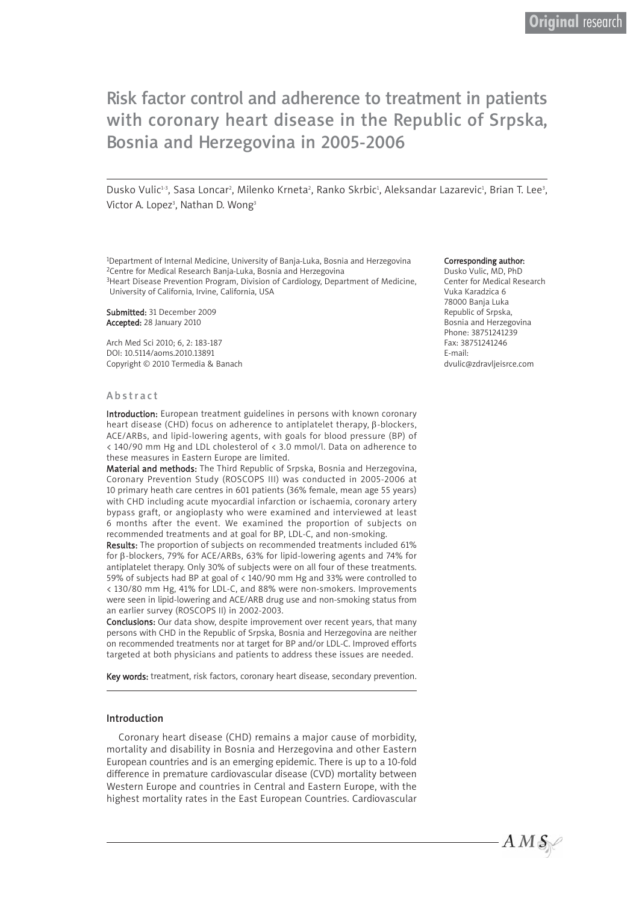Original research

# Risk factor control and adherence to treatment in patients with coronary heart disease in the Republic of Srpska, Bosnia and Herzegovina in 2005-2006

Dusko Vulic[1-3], Sasa Loncar[2], Milenko Krneta[2], Ranko Skrbic[1], Aleksandar Lazarevic[1], Brian T. Lee[3], Victor A. Lopez[3], Nathan D. Wong[3]

[1]Department of Internal Medicine, University of Banja-Luka, Bosnia and Herzegovina
[2]Centre for Medical Research Banja-Luka, Bosnia and Herzegovina
[3]Heart Disease Prevention Program, Division of Cardiology, Department of Medicine, University of California, Irvine, California, USA

**Submitted:** 31 December 2009
**Accepted:** 28 January 2010

Arch Med Sci 2010; 6, 2: 183-187
DOI: 10.5114/aoms.2010.13891
Copyright © 2010 Termedia & Banach

**Corresponding author:**
Dusko Vulic, MD, PhD
Center for Medical Research
Vuka Karadzica 6
78000 Banja Luka
Republic of Srpska,
Bosnia and Herzegovina
Phone: 38751241239
Fax: 38751246
E-mail:
dvulic@zdravljeisrce.com

## Abstract

**Introduction:** European treatment guidelines in persons with known coronary heart disease (CHD) focus on adherence to antiplatelet therapy, β-blockers, ACE/ARBs, and lipid-lowering agents, with goals for blood pressure (BP) of < 140/90 mm Hg and LDL cholesterol of < 3.0 mmol/l. Data on adherence to these measures in Eastern Europe are limited.

**Material and methods:** The Third Republic of Srpska, Bosnia and Herzegovina, Coronary Prevention Study (ROSCOPS III) was conducted in 2005-2006 at 10 primary heath care centres in 601 patients (36% female, mean age 55 years) with CHD including acute myocardial infarction or ischaemia, coronary artery bypass graft, or angioplasty who were examined and interviewed at least 6 months after the event. We examined the proportion of subjects on recommended treatments and at goal for BP, LDL-C, and non-smoking.

**Results:** The proportion of subjects on recommended treatments included 61% for β-blockers, 79% for ACE/ARBs, 63% for lipid-lowering agents and 74% for antiplatelet therapy. Only 30% of subjects were on all four of these treatments. 59% of subjects had BP at goal of < 140/90 mm Hg and 33% were controlled to < 130/80 mm Hg, 41% for LDL-C, and 88% were non-smokers. Improvements were seen in lipid-lowering and ACE/ARB drug use and non-smoking status from an earlier survey (ROSCOPS II) in 2002-2003.

**Conclusions:** Our data show, despite improvement over recent years, that many persons with CHD in the Republic of Srpska, Bosnia and Herzegovina are neither on recommended treatments nor at target for BP and/or LDL-C. Improved efforts targeted at both physicians and patients to address these issues are needed.

**Key words:** treatment, risk factors, coronary heart disease, secondary prevention.

## Introduction

Coronary heart disease (CHD) remains a major cause of morbidity, mortality and disability in Bosnia and Herzegovina and other Eastern European countries and is an emerging epidemic. There is up to a 10-fold difference in premature cardiovascular disease (CVD) mortality between Western Europe and countries in Central and Eastern Europe, with the highest mortality rates in the East European Countries. Cardiovascular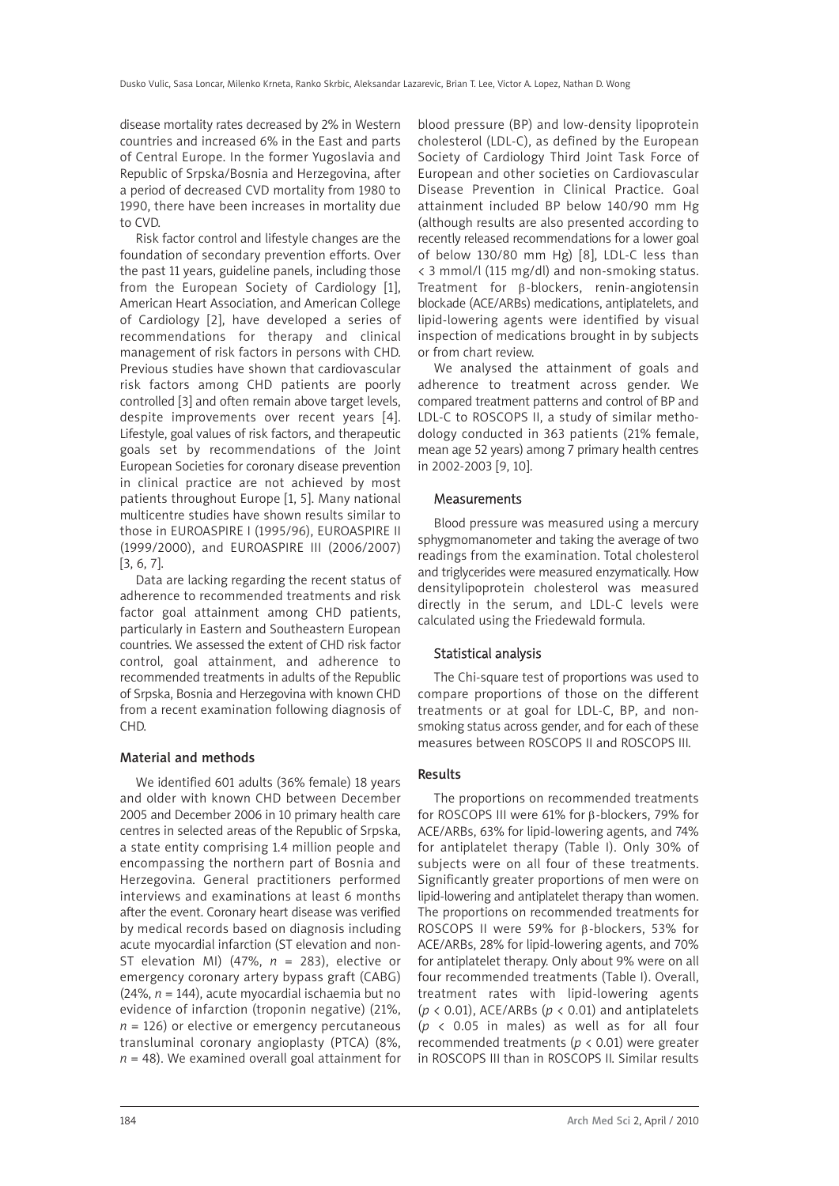disease mortality rates decreased by 2% in Western countries and increased 6% in the East and parts of Central Europe. In the former Yugoslavia and Republic of Srpska/Bosnia and Herzegovina, after a period of decreased CVD mortality from 1980 to 1990, there have been increases in mortality due to CVD.

Risk factor control and lifestyle changes are the foundation of secondary prevention efforts. Over the past 11 years, guideline panels, including those from the European Society of Cardiology [1], American Heart Association, and American College of Cardiology [2], have developed a series of recommendations for therapy and clinical management of risk factors in persons with CHD. Previous studies have shown that cardiovascular risk factors among CHD patients are poorly controlled [3] and often remain above target levels, despite improvements over recent years [4]. Lifestyle, goal values of risk factors, and therapeutic goals set by recommendations of the Joint European Societies for coronary disease prevention in clinical practice are not achieved by most patients throughout Europe [1, 5]. Many national multicentre studies have shown results similar to those in EUROASPIRE I (1995/96), EUROASPIRE II (1999/2000), and EUROASPIRE III (2006/2007) [3, 6, 7].

Data are lacking regarding the recent status of adherence to recommended treatments and risk factor goal attainment among CHD patients, particularly in Eastern and Southeastern European countries. We assessed the extent of CHD risk factor control, goal attainment, and adherence to recommended treatments in adults of the Republic of Srpska, Bosnia and Herzegovina with known CHD from a recent examination following diagnosis of CHD.

## Material and methods

We identified 601 adults (36% female) 18 years and older with known CHD between December 2005 and December 2006 in 10 primary health care centres in selected areas of the Republic of Srpska, a state entity comprising 1.4 million people and encompassing the northern part of Bosnia and Herzegovina. General practitioners performed interviews and examinations at least 6 months after the event. Coronary heart disease was verified by medical records based on diagnosis including acute myocardial infarction (ST elevation and non-ST elevation MI) (47%, $n$ = 283), elective or emergency coronary artery bypass graft (CABG) (24%, $n$ = 144), acute myocardial ischaemia but no evidence of infarction (troponin negative) (21%, $n$ = 126) or elective or emergency percutaneous transluminal coronary angioplasty (PTCA) (8%, $n$ = 48). We examined overall goal attainment for blood pressure (BP) and low-density lipoprotein cholesterol (LDL-C), as defined by the European Society of Cardiology Third Joint Task Force of European and other societies on Cardiovascular Disease Prevention in Clinical Practice. Goal attainment included BP below 140/90 mm Hg (although results are also presented according to recently released recommendations for a lower goal of below 130/80 mm Hg) [8], LDL-C less than < 3 mmol/l (115 mg/dl) and non-smoking status. Treatment for β-blockers, renin-angiotensin blockade (ACE/ARBs) medications, antiplatelets, and lipid-lowering agents were identified by visual inspection of medications brought in by subjects or from chart review.

We analysed the attainment of goals and adherence to treatment across gender. We compared treatment patterns and control of BP and LDL-C to ROSCOPS II, a study of similar methodology conducted in 363 patients (21% female, mean age 52 years) among 7 primary health centres in 2002-2003 [9, 10].

### Measurements

Blood pressure was measured using a mercury sphygmomanometer and taking the average of two readings from the examination. Total cholesterol and triglycerides were measured enzymatically. How densitylipoprotein cholesterol was measured directly in the serum, and LDL-C levels were calculated using the Friedewald formula.

### Statistical analysis

The Chi-square test of proportions was used to compare proportions of those on the different treatments or at goal for LDL-C, BP, and non-smoking status across gender, and for each of these measures between ROSCOPS II and ROSCOPS III.

## Results

The proportions on recommended treatments for ROSCOPS III were 61% for β-blockers, 79% for ACE/ARBs, 63% for lipid-lowering agents, and 74% for antiplatelet therapy (Table I). Only 30% of subjects were on all four of these treatments. Significantly greater proportions of men were on lipid-lowering and antiplatelet therapy than women. The proportions on recommended treatments for ROSCOPS II were 59% for β-blockers, 53% for ACE/ARBs, 28% for lipid-lowering agents, and 70% for antiplatelet therapy. Only about 9% were on all four recommended treatments (Table I). Overall, treatment rates with lipid-lowering agents ($p$ < 0.01), ACE/ARBs ($p$ < 0.01) and antiplatelets ($p$ < 0.05 in males) as well as for all four recommended treatments ($p$ < 0.01) were greater in ROSCOPS III than in ROSCOPS II. Similar results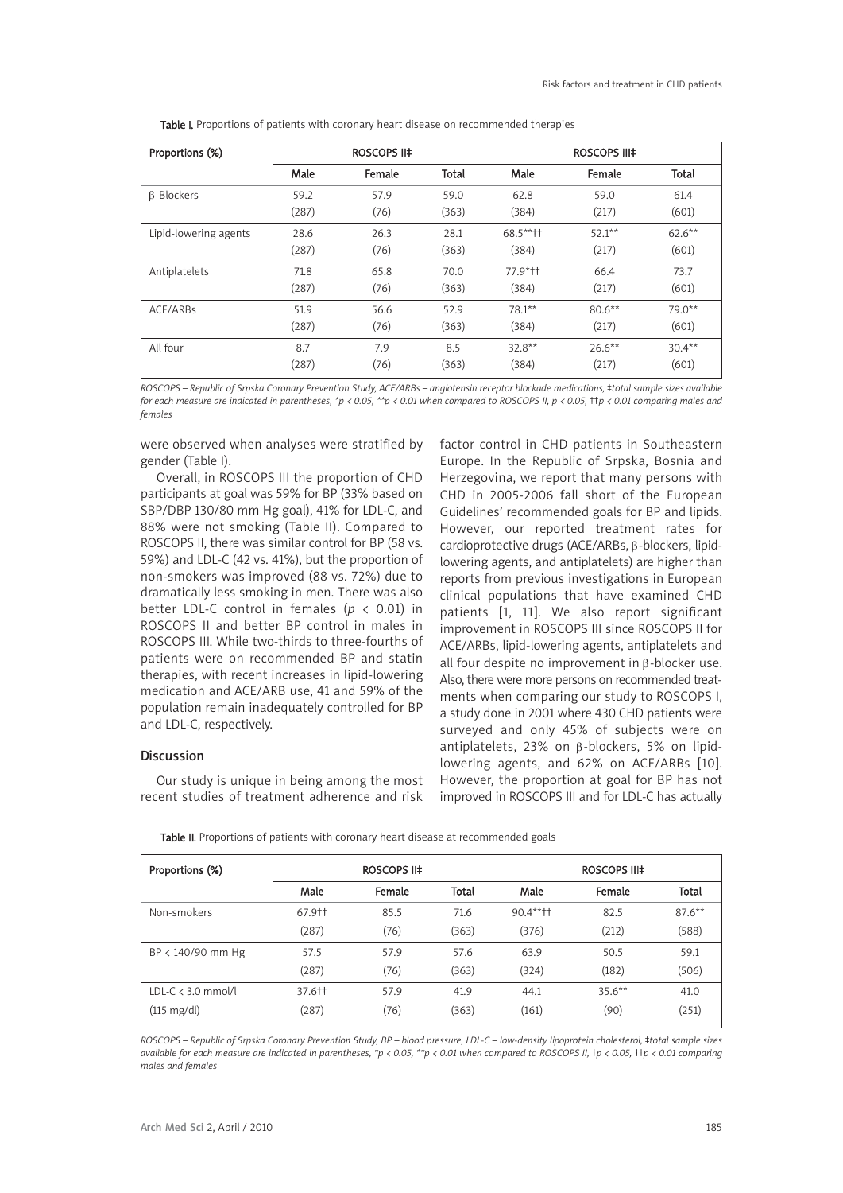Table I. Proportions of patients with coronary heart disease on recommended therapies

| Proportions (%) | ROSCOPS II‡ | | | ROSCOPS III‡ | | |
|---|---|---|---|---|---|---|
| | Male | Female | Total | Male | Female | Total |
| β-Blockers | 59.2 (287) | 57.9 (76) | 59.0 (363) | 62.8 (384) | 59.0 (217) | 61.4 (601) |
| Lipid-lowering agents | 28.6 (287) | 26.3 (76) | 28.1 (363) | 68.5**†† (384) | 52.1** (217) | 62.6** (601) |
| Antiplatelets | 71.8 (287) | 65.8 (76) | 70.0 (363) | 77.9*†† (384) | 66.4 (217) | 73.7 (601) |
| ACE/ARBs | 51.9 (287) | 56.6 (76) | 52.9 (363) | 78.1** (384) | 80.6** (217) | 79.0** (601) |
| All four | 8.7 (287) | 7.9 (76) | 8.5 (363) | 32.8** (384) | 26.6** (217) | 30.4** (601) |

*ROSCOPS – Republic of Srpska Coronary Prevention Study, ACE/ARBs – angiotensin receptor blockade medications, ‡total sample sizes available for each measure are indicated in parentheses, \*p < 0.05, \*\*p < 0.01 when compared to ROSCOPS II, p < 0.05, ††p < 0.01 comparing males and females*

were observed when analyses were stratified by gender (Table I).

Overall, in ROSCOPS III the proportion of CHD participants at goal was 59% for BP (33% based on SBP/DBP 130/80 mm Hg goal), 41% for LDL-C, and 88% were not smoking (Table II). Compared to ROSCOPS II, there was similar control for BP (58 vs. 59%) and LDL-C (42 vs. 41%), but the proportion of non-smokers was improved (88 vs. 72%) due to dramatically less smoking in men. There was also better LDL-C control in females ($p < 0.01$) in ROSCOPS II and better BP control in males in ROSCOPS III. While two-thirds to three-fourths of patients were on recommended BP and statin therapies, with recent increases in lipid-lowering medication and ACE/ARB use, 41 and 59% of the population remain inadequately controlled for BP and LDL-C, respectively.

## Discussion

Our study is unique in being among the most recent studies of treatment adherence and risk factor control in CHD patients in Southeastern Europe. In the Republic of Srpska, Bosnia and Herzegovina, we report that many persons with CHD in 2005-2006 fall short of the European Guidelines' recommended goals for BP and lipids. However, our reported treatment rates for cardioprotective drugs (ACE/ARBs, β-blockers, lipid-lowering agents, and antiplatelets) are higher than reports from previous investigations in European clinical populations that have examined CHD patients [1, 11]. We also report significant improvement in ROSCOPS III since ROSCOPS II for ACE/ARBs, lipid-lowering agents, antiplatelets and all four despite no improvement in β-blocker use. Also, there were more persons on recommended treatments when comparing our study to ROSCOPS I, a study done in 2001 where 430 CHD patients were surveyed and only 45% of subjects were on antiplatelets, 23% on β-blockers, 5% on lipid-lowering agents, and 62% on ACE/ARBs [10]. However, the proportion at goal for BP has not improved in ROSCOPS III and for LDL-C has actually

Table II. Proportions of patients with coronary heart disease at recommended goals

| Proportions (%) | ROSCOPS II‡ | | | ROSCOPS III‡ | | |
|---|---|---|---|---|---|---|
| | Male | Female | Total | Male | Female | Total |
| Non-smokers | 67.9†† (287) | 85.5 (76) | 71.6 (363) | 90.4**†† (376) | 82.5 (212) | 87.6** (588) |
| BP < 140/90 mm Hg | 57.5 (287) | 57.9 (76) | 57.6 (363) | 63.9 (324) | 50.5 (182) | 59.1 (506) |
| LDL-C < 3.0 mmol/l (115 mg/dl) | 37.6†† (287) | 57.9 (76) | 41.9 (363) | 44.1 (161) | 35.6** (90) | 41.0 (251) |

*ROSCOPS – Republic of Srpska Coronary Prevention Study, BP – blood pressure, LDL-C – low-density lipoprotein cholesterol, ‡total sample sizes available for each measure are indicated in parentheses, \*p < 0.05, \*\*p < 0.01 when compared to ROSCOPS II, †p < 0.05, ††p < 0.01 comparing males and females*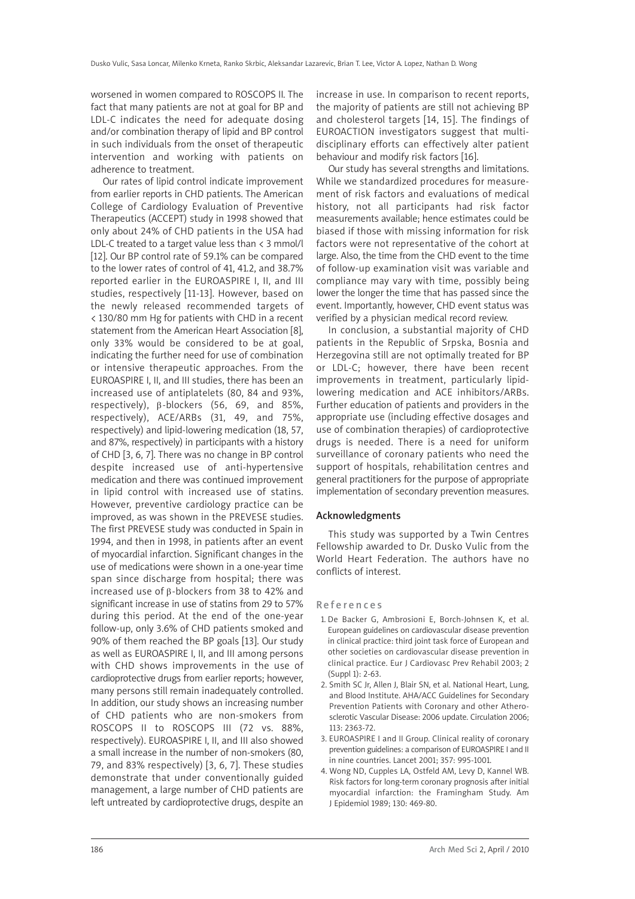worsened in women compared to ROSCOPS II. The fact that many patients are not at goal for BP and LDL-C indicates the need for adequate dosing and/or combination therapy of lipid and BP control in such individuals from the onset of therapeutic intervention and working with patients on adherence to treatment.

Our rates of lipid control indicate improvement from earlier reports in CHD patients. The American College of Cardiology Evaluation of Preventive Therapeutics (ACCEPT) study in 1998 showed that only about 24% of CHD patients in the USA had LDL-C treated to a target value less than < 3 mmol/l [12]. Our BP control rate of 59.1% can be compared to the lower rates of control of 41, 41.2, and 38.7% reported earlier in the EUROASPIRE I, II, and III studies, respectively [11-13]. However, based on the newly released recommended targets of < 130/80 mm Hg for patients with CHD in a recent statement from the American Heart Association [8], only 33% would be considered to be at goal, indicating the further need for use of combination or intensive therapeutic approaches. From the EUROASPIRE I, II, and III studies, there has been an increased use of antiplatelets (80, 84 and 93%, respectively), β-blockers (56, 69, and 85%, respectively), ACE/ARBs (31, 49, and 75%, respectively) and lipid-lowering medication (18, 57, and 87%, respectively) in participants with a history of CHD [3, 6, 7]. There was no change in BP control despite increased use of anti-hypertensive medication and there was continued improvement in lipid control with increased use of statins. However, preventive cardiology practice can be improved, as was shown in the PREVESE studies. The first PREVESE study was conducted in Spain in 1994, and then in 1998, in patients after an event of myocardial infarction. Significant changes in the use of medications were shown in a one-year time span since discharge from hospital; there was increased use of β-blockers from 38 to 42% and significant increase in use of statins from 29 to 57% during this period. At the end of the one-year follow-up, only 3.6% of CHD patients smoked and 90% of them reached the BP goals [13]. Our study as well as EUROASPIRE I, II, and III among persons with CHD shows improvements in the use of cardioprotective drugs from earlier reports; however, many persons still remain inadequately controlled. In addition, our study shows an increasing number of CHD patients who are non-smokers from ROSCOPS II to ROSCOPS III (72 vs. 88%, respectively). EUROASPIRE I, II, and III also showed a small increase in the number of non-smokers (80, 79, and 83% respectively) [3, 6, 7]. These studies demonstrate that under conventionally guided management, a large number of CHD patients are left untreated by cardioprotective drugs, despite an increase in use. In comparison to recent reports, the majority of patients are still not achieving BP and cholesterol targets [14, 15]. The findings of EUROACTION investigators suggest that multidisciplinary efforts can effectively alter patient behaviour and modify risk factors [16].

Our study has several strengths and limitations. While we standardized procedures for measurement of risk factors and evaluations of medical history, not all participants had risk factor measurements available; hence estimates could be biased if those with missing information for risk factors were not representative of the cohort at large. Also, the time from the CHD event to the time of follow-up examination visit was variable and compliance may vary with time, possibly being lower the longer the time that has passed since the event. Importantly, however, CHD event status was verified by a physician medical record review.

In conclusion, a substantial majority of CHD patients in the Republic of Srpska, Bosnia and Herzegovina still are not optimally treated for BP or LDL-C; however, there have been recent improvements in treatment, particularly lipid-lowering medication and ACE inhibitors/ARBs. Further education of patients and providers in the appropriate use (including effective dosages and use of combination therapies) of cardioprotective drugs is needed. There is a need for uniform surveillance of coronary patients who need the support of hospitals, rehabilitation centres and general practitioners for the purpose of appropriate implementation of secondary prevention measures.

## Acknowledgments

This study was supported by a Twin Centres Fellowship awarded to Dr. Dusko Vulic from the World Heart Federation. The authors have no conflicts of interest.

## References

1. De Backer G, Ambrosioni E, Borch-Johnsen K, et al. European guidelines on cardiovascular disease prevention in clinical practice: third joint task force of European and other societies on cardiovascular disease prevention in clinical practice. Eur J Cardiovasc Prev Rehabil 2003; 2 (Suppl 1): 2-63.
2. Smith SC Jr, Allen J, Blair SN, et al. National Heart, Lung, and Blood Institute. AHA/ACC Guidelines for Secondary Prevention Patients with Coronary and other Atherosclerotic Vascular Disease: 2006 update. Circulation 2006; 113: 2363-72.
3. EUROASPIRE I and II Group. Clinical reality of coronary prevention guidelines: a comparison of EUROASPIRE I and II in nine countries. Lancet 2001; 357: 995-1001.
4. Wong ND, Cupples LA, Ostfeld AM, Levy D, Kannel WB. Risk factors for long-term coronary prognosis after initial myocardial infarction: the Framingham Study. Am J Epidemiol 1989; 130: 469-80.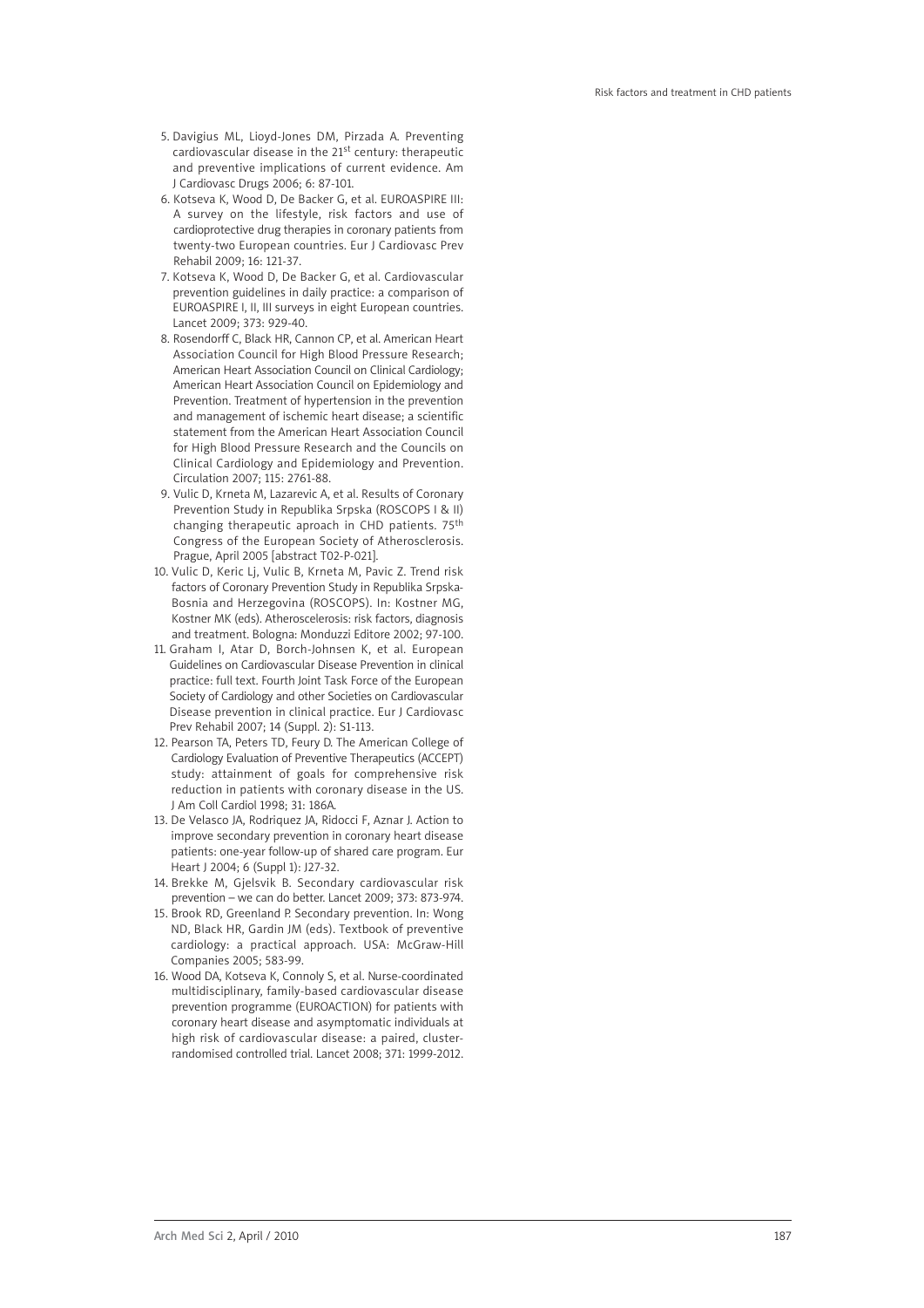5. Davigius ML, Lioyd-Jones DM, Pirzada A. Preventing cardiovascular disease in the 21st century: therapeutic and preventive implications of current evidence. Am J Cardiovasc Drugs 2006; 6: 87-101.
6. Kotseva K, Wood D, De Backer G, et al. EUROASPIRE III: A survey on the lifestyle, risk factors and use of cardioprotective drug therapies in coronary patients from twenty-two European countries. Eur J Cardiovasc Prev Rehabil 2009; 16: 121-37.
7. Kotseva K, Wood D, De Backer G, et al. Cardiovascular prevention guidelines in daily practice: a comparison of EUROASPIRE I, II, III surveys in eight European countries. Lancet 2009; 373: 929-40.
8. Rosendorff C, Black HR, Cannon CP, et al. American Heart Association Council for High Blood Pressure Research; American Heart Association Council on Clinical Cardiology; American Heart Association Council on Epidemiology and Prevention. Treatment of hypertension in the prevention and management of ischemic heart disease; a scientific statement from the American Heart Association Council for High Blood Pressure Research and the Councils on Clinical Cardiology and Epidemiology and Prevention. Circulation 2007; 115: 2761-88.
9. Vulic D, Krneta M, Lazarevic A, et al. Results of Coronary Prevention Study in Republika Srpska (ROSCOPS I & II) changing therapeutic aproach in CHD patients. 75th Congress of the European Society of Atherosclerosis. Prague, April 2005 [abstract T02-P-021].
10. Vulic D, Keric Lj, Vulic B, Krneta M, Pavic Z. Trend risk factors of Coronary Prevention Study in Republika Srpska-Bosnia and Herzegovina (ROSCOPS). In: Kostner MG, Kostner MK (eds). Atheroscelerosis: risk factors, diagnosis and treatment. Bologna: Monduzzi Editore 2002; 97-100.
11. Graham I, Atar D, Borch-Johnsen K, et al. European Guidelines on Cardiovascular Disease Prevention in clinical practice: full text. Fourth Joint Task Force of the European Society of Cardiology and other Societies on Cardiovascular Disease prevention in clinical practice. Eur J Cardiovasc Prev Rehabil 2007; 14 (Suppl. 2): S1-113.
12. Pearson TA, Peters TD, Feury D. The American College of Cardiology Evaluation of Preventive Therapeutics (ACCEPT) study: attainment of goals for comprehensive risk reduction in patients with coronary disease in the US. J Am Coll Cardiol 1998; 31: 186A.
13. De Velasco JA, Rodriquez JA, Ridocci F, Aznar J. Action to improve secondary prevention in coronary heart disease patients: one-year follow-up of shared care program. Eur Heart J 2004; 6 (Suppl 1): J27-32.
14. Brekke M, Gjelsvik B. Secondary cardiovascular risk prevention – we can do better. Lancet 2009; 373: 873-974.
15. Brook RD, Greenland P. Secondary prevention. In: Wong ND, Black HR, Gardin JM (eds). Textbook of preventive cardiology: a practical approach. USA: McGraw-Hill Companies 2005; 583-99.
16. Wood DA, Kotseva K, Connoly S, et al. Nurse-coordinated multidisciplinary, family-based cardiovascular disease prevention programme (EUROACTION) for patients with coronary heart disease and asymptomatic individuals at high risk of cardiovascular disease: a paired, cluster-randomised controlled trial. Lancet 2008; 371: 1999-2012.